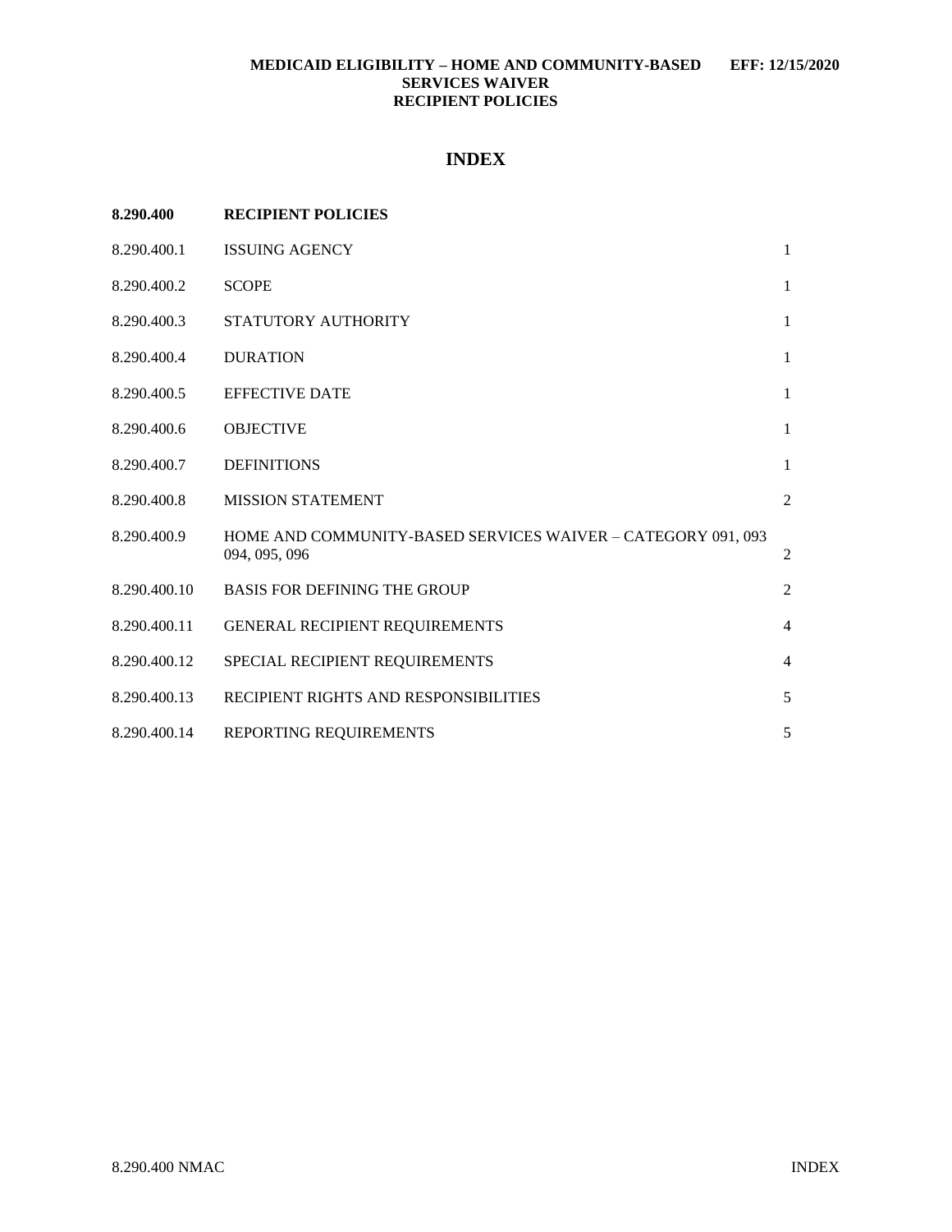**MEDICAID ELIGIBILITY – HOME AND COMMUNITY-BASED SERVICES WAIVER RECIPIENT POLICIES** **EFF: 12/15/2020**

# INDEX

| | | |
|---|---|---|
| **8.290.400** | **RECIPIENT POLICIES** | |
| 8.290.400.1 | ISSUING AGENCY | 1 |
| 8.290.400.2 | SCOPE | 1 |
| 8.290.400.3 | STATUTORY AUTHORITY | 1 |
| 8.290.400.4 | DURATION | 1 |
| 8.290.400.5 | EFFECTIVE DATE | 1 |
| 8.290.400.6 | OBJECTIVE | 1 |
| 8.290.400.7 | DEFINITIONS | 1 |
| 8.290.400.8 | MISSION STATEMENT | 2 |
| 8.290.400.9 | HOME AND COMMUNITY-BASED SERVICES WAIVER – CATEGORY 091, 093 094, 095, 096 | 2 |
| 8.290.400.10 | BASIS FOR DEFINING THE GROUP | 2 |
| 8.290.400.11 | GENERAL RECIPIENT REQUIREMENTS | 4 |
| 8.290.400.12 | SPECIAL RECIPIENT REQUIREMENTS | 4 |
| 8.290.400.13 | RECIPIENT RIGHTS AND RESPONSIBILITIES | 5 |
| 8.290.400.14 | REPORTING REQUIREMENTS | 5 |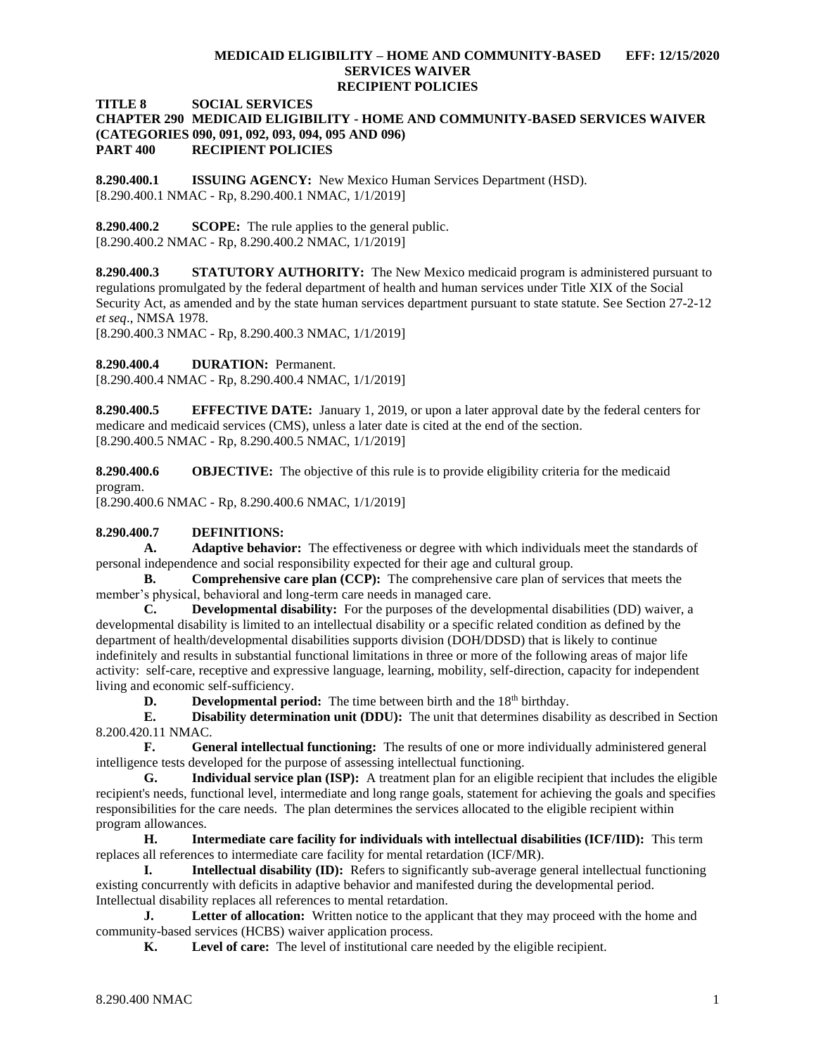**TITLE 8 SOCIAL SERVICES**
**CHAPTER 290 MEDICAID ELIGIBILITY - HOME AND COMMUNITY-BASED SERVICES WAIVER (CATEGORIES 090, 091, 092, 093, 094, 095 AND 096)**
**PART 400 RECIPIENT POLICIES**

**8.290.400.1 ISSUING AGENCY:** New Mexico Human Services Department (HSD).
[8.290.400.1 NMAC - Rp, 8.290.400.1 NMAC, 1/1/2019]

**8.290.400.2 SCOPE:** The rule applies to the general public.
[8.290.400.2 NMAC - Rp, 8.290.400.2 NMAC, 1/1/2019]

**8.290.400.3 STATUTORY AUTHORITY:** The New Mexico medicaid program is administered pursuant to regulations promulgated by the federal department of health and human services under Title XIX of the Social Security Act, as amended and by the state human services department pursuant to state statute. See Section 27-2-12 *et seq*., NMSA 1978.
[8.290.400.3 NMAC - Rp, 8.290.400.3 NMAC, 1/1/2019]

**8.290.400.4 DURATION:** Permanent.
[8.290.400.4 NMAC - Rp, 8.290.400.4 NMAC, 1/1/2019]

**8.290.400.5 EFFECTIVE DATE:** January 1, 2019, or upon a later approval date by the federal centers for medicare and medicaid services (CMS), unless a later date is cited at the end of the section.
[8.290.400.5 NMAC - Rp, 8.290.400.5 NMAC, 1/1/2019]

**8.290.400.6 OBJECTIVE:** The objective of this rule is to provide eligibility criteria for the medicaid program.
[8.290.400.6 NMAC - Rp, 8.290.400.6 NMAC, 1/1/2019]

**8.290.400.7 DEFINITIONS:**

**A. Adaptive behavior:** The effectiveness or degree with which individuals meet the standards of personal independence and social responsibility expected for their age and cultural group.

**B. Comprehensive care plan (CCP):** The comprehensive care plan of services that meets the member's physical, behavioral and long-term care needs in managed care.

**C. Developmental disability:** For the purposes of the developmental disabilities (DD) waiver, a developmental disability is limited to an intellectual disability or a specific related condition as defined by the department of health/developmental disabilities supports division (DOH/DDSD) that is likely to continue indefinitely and results in substantial functional limitations in three or more of the following areas of major life activity: self-care, receptive and expressive language, learning, mobility, self-direction, capacity for independent living and economic self-sufficiency.

**D. Developmental period:** The time between birth and the 18th birthday.

**E. Disability determination unit (DDU):** The unit that determines disability as described in Section 8.200.420.11 NMAC.

**F. General intellectual functioning:** The results of one or more individually administered general intelligence tests developed for the purpose of assessing intellectual functioning.

**G. Individual service plan (ISP):** A treatment plan for an eligible recipient that includes the eligible recipient's needs, functional level, intermediate and long range goals, statement for achieving the goals and specifies responsibilities for the care needs. The plan determines the services allocated to the eligible recipient within program allowances.

**H. Intermediate care facility for individuals with intellectual disabilities (ICF/IID):** This term replaces all references to intermediate care facility for mental retardation (ICF/MR).

**I. Intellectual disability (ID):** Refers to significantly sub-average general intellectual functioning existing concurrently with deficits in adaptive behavior and manifested during the developmental period. Intellectual disability replaces all references to mental retardation.

**J. Letter of allocation:** Written notice to the applicant that they may proceed with the home and community-based services (HCBS) waiver application process.

**K. Level of care:** The level of institutional care needed by the eligible recipient.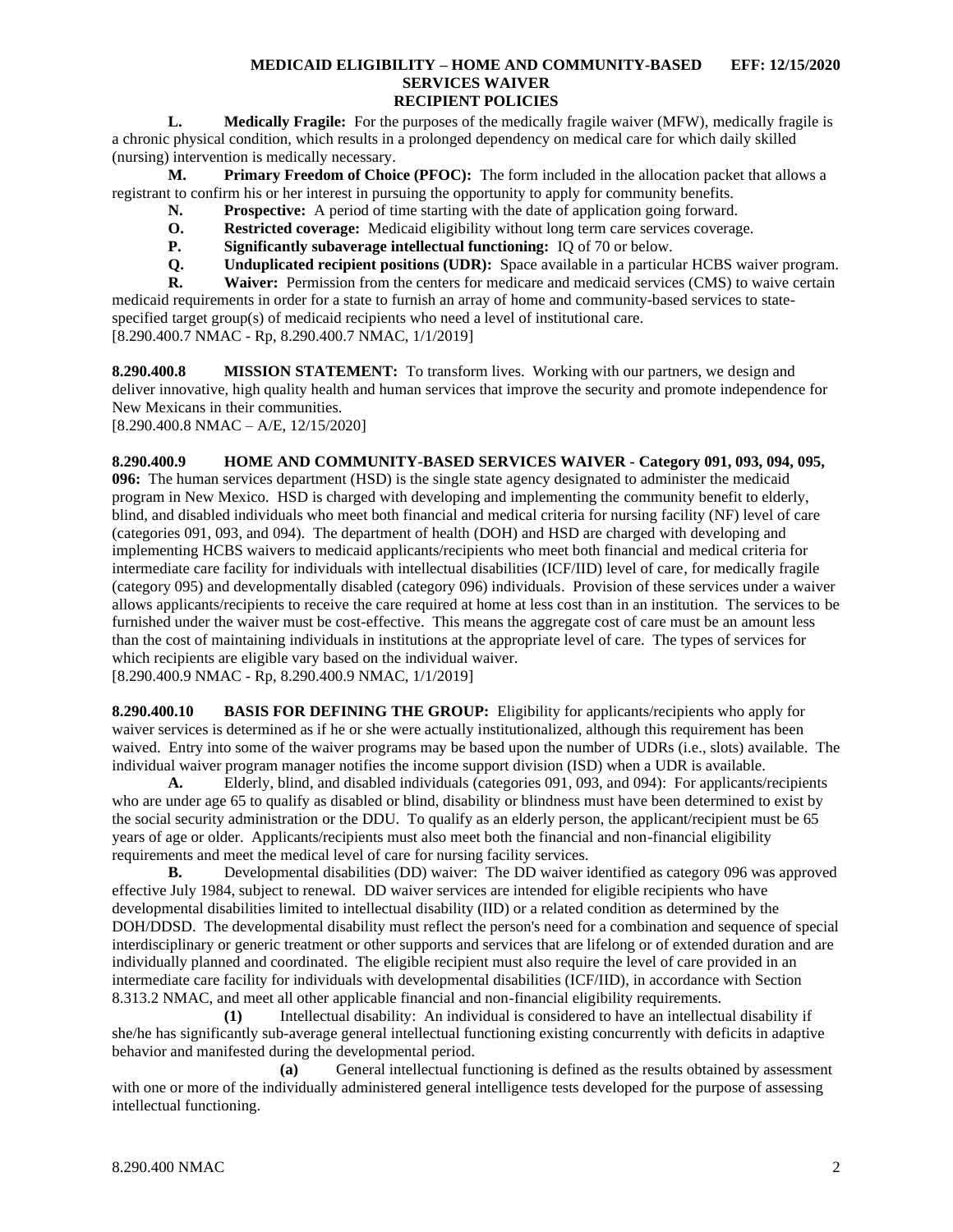**L. Medically Fragile:** For the purposes of the medically fragile waiver (MFW), medically fragile is a chronic physical condition, which results in a prolonged dependency on medical care for which daily skilled (nursing) intervention is medically necessary.

**M. Primary Freedom of Choice (PFOC):** The form included in the allocation packet that allows a registrant to confirm his or her interest in pursuing the opportunity to apply for community benefits.

**N. Prospective:** A period of time starting with the date of application going forward.

**O. Restricted coverage:** Medicaid eligibility without long term care services coverage.

**P. Significantly subaverage intellectual functioning:** IQ of 70 or below.

**Q. Unduplicated recipient positions (UDR):** Space available in a particular HCBS waiver program.

**R. Waiver:** Permission from the centers for medicare and medicaid services (CMS) to waive certain medicaid requirements in order for a state to furnish an array of home and community-based services to state-specified target group(s) of medicaid recipients who need a level of institutional care.

[8.290.400.7 NMAC - Rp, 8.290.400.7 NMAC, 1/1/2019]

**8.290.400.8 MISSION STATEMENT:** To transform lives. Working with our partners, we design and deliver innovative, high quality health and human services that improve the security and promote independence for New Mexicans in their communities.

[8.290.400.8 NMAC – A/E, 12/15/2020]

**8.290.400.9 HOME AND COMMUNITY-BASED SERVICES WAIVER - Category 091, 093, 094, 095, 096:** The human services department (HSD) is the single state agency designated to administer the medicaid program in New Mexico. HSD is charged with developing and implementing the community benefit to elderly, blind, and disabled individuals who meet both financial and medical criteria for nursing facility (NF) level of care (categories 091, 093, and 094). The department of health (DOH) and HSD are charged with developing and implementing HCBS waivers to medicaid applicants/recipients who meet both financial and medical criteria for intermediate care facility for individuals with intellectual disabilities (ICF/IID) level of care, for medically fragile (category 095) and developmentally disabled (category 096) individuals. Provision of these services under a waiver allows applicants/recipients to receive the care required at home at less cost than in an institution. The services to be furnished under the waiver must be cost-effective. This means the aggregate cost of care must be an amount less than the cost of maintaining individuals in institutions at the appropriate level of care. The types of services for which recipients are eligible vary based on the individual waiver.

[8.290.400.9 NMAC - Rp, 8.290.400.9 NMAC, 1/1/2019]

**8.290.400.10 BASIS FOR DEFINING THE GROUP:** Eligibility for applicants/recipients who apply for waiver services is determined as if he or she were actually institutionalized, although this requirement has been waived. Entry into some of the waiver programs may be based upon the number of UDRs (i.e., slots) available. The individual waiver program manager notifies the income support division (ISD) when a UDR is available.

**A.** Elderly, blind, and disabled individuals (categories 091, 093, and 094): For applicants/recipients who are under age 65 to qualify as disabled or blind, disability or blindness must have been determined to exist by the social security administration or the DDU. To qualify as an elderly person, the applicant/recipient must be 65 years of age or older. Applicants/recipients must also meet both the financial and non-financial eligibility requirements and meet the medical level of care for nursing facility services.

**B.** Developmental disabilities (DD) waiver: The DD waiver identified as category 096 was approved effective July 1984, subject to renewal. DD waiver services are intended for eligible recipients who have developmental disabilities limited to intellectual disability (IID) or a related condition as determined by the DOH/DDSD. The developmental disability must reflect the person's need for a combination and sequence of special interdisciplinary or generic treatment or other supports and services that are lifelong or of extended duration and are individually planned and coordinated. The eligible recipient must also require the level of care provided in an intermediate care facility for individuals with developmental disabilities (ICF/IID), in accordance with Section 8.313.2 NMAC, and meet all other applicable financial and non-financial eligibility requirements.

**(1)** Intellectual disability: An individual is considered to have an intellectual disability if she/he has significantly sub-average general intellectual functioning existing concurrently with deficits in adaptive behavior and manifested during the developmental period.

**(a)** General intellectual functioning is defined as the results obtained by assessment with one or more of the individually administered general intelligence tests developed for the purpose of assessing intellectual functioning.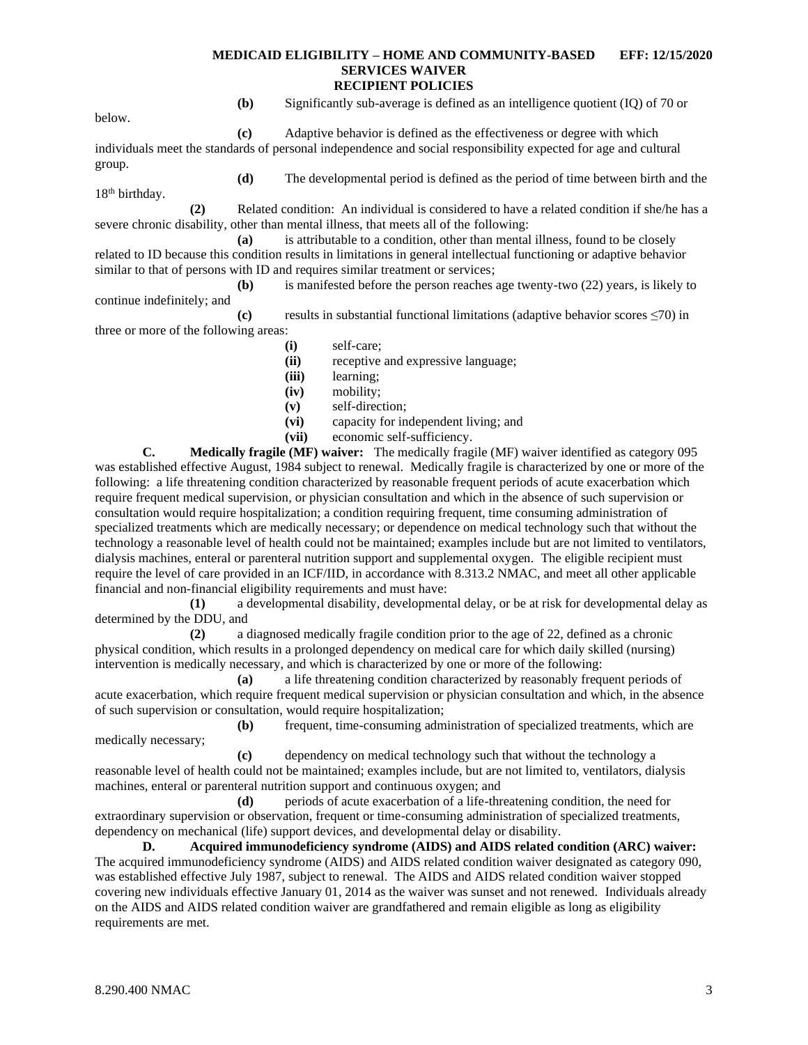**(b)** Significantly sub-average is defined as an intelligence quotient (IQ) of 70 or below.

**(c)** Adaptive behavior is defined as the effectiveness or degree with which individuals meet the standards of personal independence and social responsibility expected for age and cultural group.

**(d)** The developmental period is defined as the period of time between birth and the 18th birthday.

**(2)** Related condition: An individual is considered to have a related condition if she/he has a severe chronic disability, other than mental illness, that meets all of the following:

**(a)** is attributable to a condition, other than mental illness, found to be closely related to ID because this condition results in limitations in general intellectual functioning or adaptive behavior similar to that of persons with ID and requires similar treatment or services;

**(b)** is manifested before the person reaches age twenty-two (22) years, is likely to continue indefinitely; and

**(c)** results in substantial functional limitations (adaptive behavior scores $\leq 70$) in three or more of the following areas:

**(i)** self-care;
**(ii)** receptive and expressive language;
**(iii)** learning;
**(iv)** mobility;
**(v)** self-direction;
**(vi)** capacity for independent living; and
**(vii)** economic self-sufficiency.

**C. Medically fragile (MF) waiver:** The medically fragile (MF) waiver identified as category 095 was established effective August, 1984 subject to renewal. Medically fragile is characterized by one or more of the following: a life threatening condition characterized by reasonable frequent periods of acute exacerbation which require frequent medical supervision, or physician consultation and which in the absence of such supervision or consultation would require hospitalization; a condition requiring frequent, time consuming administration of specialized treatments which are medically necessary; or dependence on medical technology such that without the technology a reasonable level of health could not be maintained; examples include but are not limited to ventilators, dialysis machines, enteral or parenteral nutrition support and supplemental oxygen. The eligible recipient must require the level of care provided in an ICF/IID, in accordance with 8.313.2 NMAC, and meet all other applicable financial and non-financial eligibility requirements and must have:

**(1)** a developmental disability, developmental delay, or be at risk for developmental delay as determined by the DDU, and

**(2)** a diagnosed medically fragile condition prior to the age of 22, defined as a chronic physical condition, which results in a prolonged dependency on medical care for which daily skilled (nursing) intervention is medically necessary, and which is characterized by one or more of the following:

**(a)** a life threatening condition characterized by reasonably frequent periods of acute exacerbation, which require frequent medical supervision or physician consultation and which, in the absence of such supervision or consultation, would require hospitalization;

**(b)** frequent, time-consuming administration of specialized treatments, which are medically necessary;

**(c)** dependency on medical technology such that without the technology a reasonable level of health could not be maintained; examples include, but are not limited to, ventilators, dialysis machines, enteral or parenteral nutrition support and continuous oxygen; and

**(d)** periods of acute exacerbation of a life-threatening condition, the need for extraordinary supervision or observation, frequent or time-consuming administration of specialized treatments, dependency on mechanical (life) support devices, and developmental delay or disability.

**D. Acquired immunodeficiency syndrome (AIDS) and AIDS related condition (ARC) waiver:** The acquired immunodeficiency syndrome (AIDS) and AIDS related condition waiver designated as category 090, was established effective July 1987, subject to renewal. The AIDS and AIDS related condition waiver stopped covering new individuals effective January 01, 2014 as the waiver was sunset and not renewed. Individuals already on the AIDS and AIDS related condition waiver are grandfathered and remain eligible as long as eligibility requirements are met.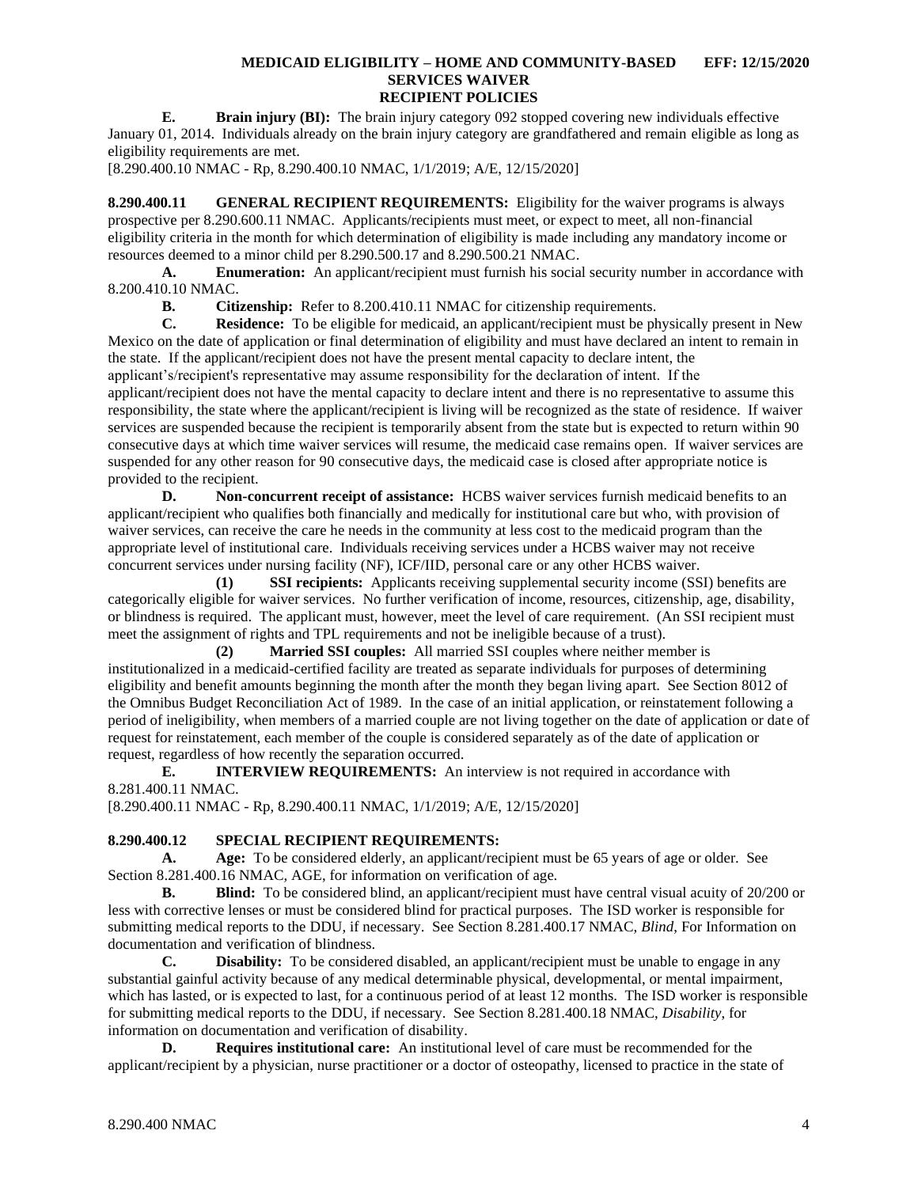**E. Brain injury (BI):** The brain injury category 092 stopped covering new individuals effective January 01, 2014. Individuals already on the brain injury category are grandfathered and remain eligible as long as eligibility requirements are met.

[8.290.400.10 NMAC - Rp, 8.290.400.10 NMAC, 1/1/2019; A/E, 12/15/2020]

**8.290.400.11 GENERAL RECIPIENT REQUIREMENTS:** Eligibility for the waiver programs is always prospective per 8.290.600.11 NMAC. Applicants/recipients must meet, or expect to meet, all non-financial eligibility criteria in the month for which determination of eligibility is made including any mandatory income or resources deemed to a minor child per 8.290.500.17 and 8.290.500.21 NMAC.

**A. Enumeration:** An applicant/recipient must furnish his social security number in accordance with 8.200.410.10 NMAC.

**B. Citizenship:** Refer to 8.200.410.11 NMAC for citizenship requirements.

**C. Residence:** To be eligible for medicaid, an applicant/recipient must be physically present in New Mexico on the date of application or final determination of eligibility and must have declared an intent to remain in the state. If the applicant/recipient does not have the present mental capacity to declare intent, the applicant's/recipient's representative may assume responsibility for the declaration of intent. If the applicant/recipient does not have the mental capacity to declare intent and there is no representative to assume this responsibility, the state where the applicant/recipient is living will be recognized as the state of residence. If waiver services are suspended because the recipient is temporarily absent from the state but is expected to return within 90 consecutive days at which time waiver services will resume, the medicaid case remains open. If waiver services are suspended for any other reason for 90 consecutive days, the medicaid case is closed after appropriate notice is provided to the recipient.

**D. Non-concurrent receipt of assistance:** HCBS waiver services furnish medicaid benefits to an applicant/recipient who qualifies both financially and medically for institutional care but who, with provision of waiver services, can receive the care he needs in the community at less cost to the medicaid program than the appropriate level of institutional care. Individuals receiving services under a HCBS waiver may not receive concurrent services under nursing facility (NF), ICF/IID, personal care or any other HCBS waiver.

**(1) SSI recipients:** Applicants receiving supplemental security income (SSI) benefits are categorically eligible for waiver services. No further verification of income, resources, citizenship, age, disability, or blindness is required. The applicant must, however, meet the level of care requirement. (An SSI recipient must meet the assignment of rights and TPL requirements and not be ineligible because of a trust).

**(2) Married SSI couples:** All married SSI couples where neither member is institutionalized in a medicaid-certified facility are treated as separate individuals for purposes of determining eligibility and benefit amounts beginning the month after the month they began living apart. See Section 8012 of the Omnibus Budget Reconciliation Act of 1989. In the case of an initial application, or reinstatement following a period of ineligibility, when members of a married couple are not living together on the date of application or date of request for reinstatement, each member of the couple is considered separately as of the date of application or request, regardless of how recently the separation occurred.

**E. INTERVIEW REQUIREMENTS:** An interview is not required in accordance with 8.281.400.11 NMAC.

[8.290.400.11 NMAC - Rp, 8.290.400.11 NMAC, 1/1/2019; A/E, 12/15/2020]

**8.290.400.12 SPECIAL RECIPIENT REQUIREMENTS:**

**A. Age:** To be considered elderly, an applicant/recipient must be 65 years of age or older. See Section 8.281.400.16 NMAC, AGE, for information on verification of age.

**B. Blind:** To be considered blind, an applicant/recipient must have central visual acuity of 20/200 or less with corrective lenses or must be considered blind for practical purposes. The ISD worker is responsible for submitting medical reports to the DDU, if necessary. See Section 8.281.400.17 NMAC, *Blind*, For Information on documentation and verification of blindness.

**C. Disability:** To be considered disabled, an applicant/recipient must be unable to engage in any substantial gainful activity because of any medical determinable physical, developmental, or mental impairment, which has lasted, or is expected to last, for a continuous period of at least 12 months. The ISD worker is responsible for submitting medical reports to the DDU, if necessary. See Section 8.281.400.18 NMAC, *Disability*, for information on documentation and verification of disability.

**D. Requires institutional care:** An institutional level of care must be recommended for the applicant/recipient by a physician, nurse practitioner or a doctor of osteopathy, licensed to practice in the state of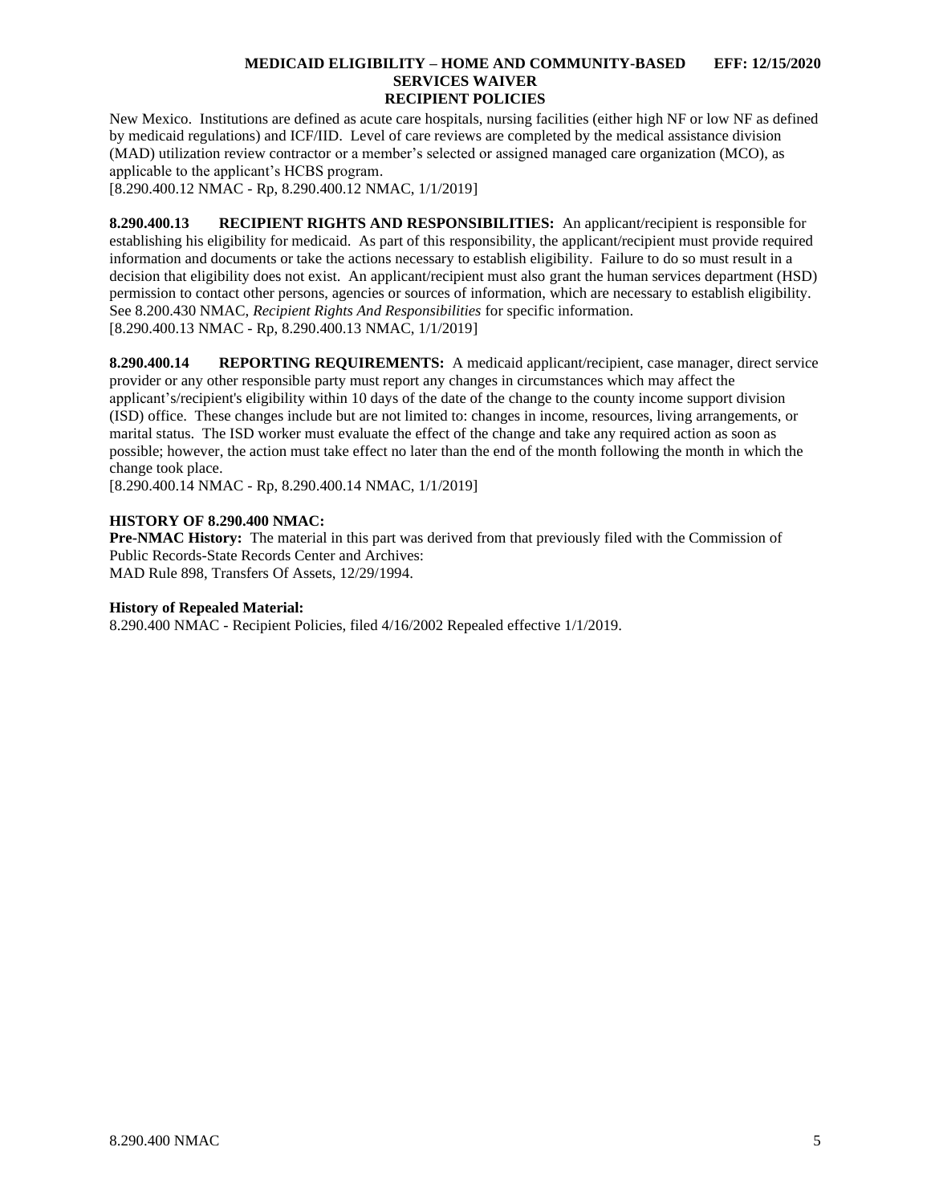New Mexico. Institutions are defined as acute care hospitals, nursing facilities (either high NF or low NF as defined by medicaid regulations) and ICF/IID. Level of care reviews are completed by the medical assistance division (MAD) utilization review contractor or a member's selected or assigned managed care organization (MCO), as applicable to the applicant's HCBS program.
[8.290.400.12 NMAC - Rp, 8.290.400.12 NMAC, 1/1/2019]

**8.290.400.13 RECIPIENT RIGHTS AND RESPONSIBILITIES:** An applicant/recipient is responsible for establishing his eligibility for medicaid. As part of this responsibility, the applicant/recipient must provide required information and documents or take the actions necessary to establish eligibility. Failure to do so must result in a decision that eligibility does not exist. An applicant/recipient must also grant the human services department (HSD) permission to contact other persons, agencies or sources of information, which are necessary to establish eligibility. See 8.200.430 NMAC, *Recipient Rights And Responsibilities* for specific information.
[8.290.400.13 NMAC - Rp, 8.290.400.13 NMAC, 1/1/2019]

**8.290.400.14 REPORTING REQUIREMENTS:** A medicaid applicant/recipient, case manager, direct service provider or any other responsible party must report any changes in circumstances which may affect the applicant's/recipient's eligibility within 10 days of the date of the change to the county income support division (ISD) office. These changes include but are not limited to: changes in income, resources, living arrangements, or marital status. The ISD worker must evaluate the effect of the change and take any required action as soon as possible; however, the action must take effect no later than the end of the month following the month in which the change took place.
[8.290.400.14 NMAC - Rp, 8.290.400.14 NMAC, 1/1/2019]

**HISTORY OF 8.290.400 NMAC:**
**Pre-NMAC History:** The material in this part was derived from that previously filed with the Commission of Public Records-State Records Center and Archives:
MAD Rule 898, Transfers Of Assets, 12/29/1994.

**History of Repealed Material:**
8.290.400 NMAC - Recipient Policies, filed 4/16/2002 Repealed effective 1/1/2019.